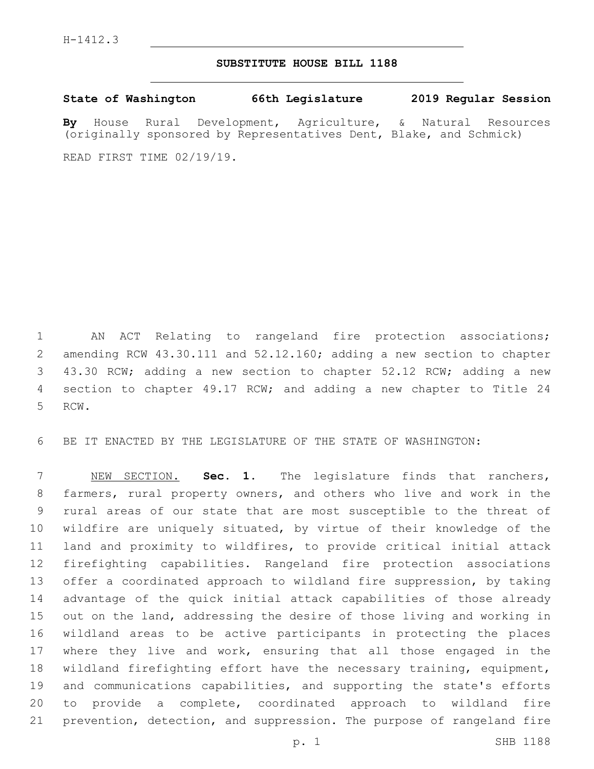H-1412.3

# SUBSTITUTE HOUSE BILL 1188

**State of Washington 66th Legislature 2019 Regular Session**

**By** House Rural Development, Agriculture, & Natural Resources (originally sponsored by Representatives Dent, Blake, and Schmick)

READ FIRST TIME 02/19/19.

AN ACT Relating to rangeland fire protection associations; amending RCW 43.30.111 and 52.12.160; adding a new section to chapter 43.30 RCW; adding a new section to chapter 52.12 RCW; adding a new section to chapter 49.17 RCW; and adding a new chapter to Title 24 RCW.

BE IT ENACTED BY THE LEGISLATURE OF THE STATE OF WASHINGTON:

NEW SECTION. **Sec. 1.** The legislature finds that ranchers, farmers, rural property owners, and others who live and work in the rural areas of our state that are most susceptible to the threat of wildfire are uniquely situated, by virtue of their knowledge of the land and proximity to wildfires, to provide critical initial attack firefighting capabilities. Rangeland fire protection associations offer a coordinated approach to wildland fire suppression, by taking advantage of the quick initial attack capabilities of those already out on the land, addressing the desire of those living and working in wildland areas to be active participants in protecting the places where they live and work, ensuring that all those engaged in the wildland firefighting effort have the necessary training, equipment, and communications capabilities, and supporting the state's efforts to provide a complete, coordinated approach to wildland fire prevention, detection, and suppression. The purpose of rangeland fire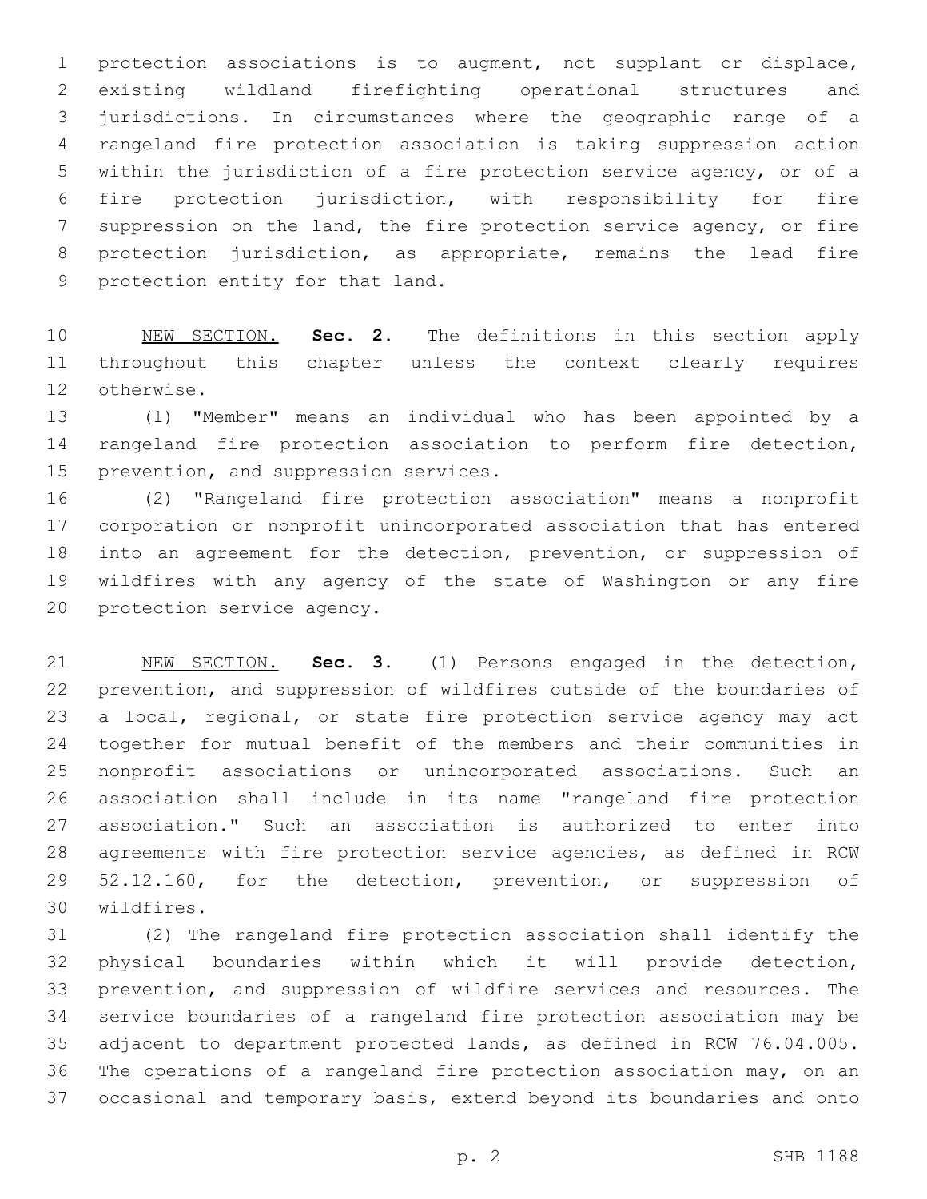protection associations is to augment, not supplant or displace, existing wildland firefighting operational structures and jurisdictions. In circumstances where the geographic range of a rangeland fire protection association is taking suppression action within the jurisdiction of a fire protection service agency, or of a fire protection jurisdiction, with responsibility for fire suppression on the land, the fire protection service agency, or fire protection jurisdiction, as appropriate, remains the lead fire protection entity for that land.

NEW SECTION. **Sec. 2.** The definitions in this section apply throughout this chapter unless the context clearly requires otherwise.

(1) "Member" means an individual who has been appointed by a rangeland fire protection association to perform fire detection, prevention, and suppression services.

(2) "Rangeland fire protection association" means a nonprofit corporation or nonprofit unincorporated association that has entered into an agreement for the detection, prevention, or suppression of wildfires with any agency of the state of Washington or any fire protection service agency.

NEW SECTION. **Sec. 3.** (1) Persons engaged in the detection, prevention, and suppression of wildfires outside of the boundaries of a local, regional, or state fire protection service agency may act together for mutual benefit of the members and their communities in nonprofit associations or unincorporated associations. Such an association shall include in its name "rangeland fire protection association." Such an association is authorized to enter into agreements with fire protection service agencies, as defined in RCW 52.12.160, for the detection, prevention, or suppression of wildfires.

(2) The rangeland fire protection association shall identify the physical boundaries within which it will provide detection, prevention, and suppression of wildfire services and resources. The service boundaries of a rangeland fire protection association may be adjacent to department protected lands, as defined in RCW 76.04.005. The operations of a rangeland fire protection association may, on an occasional and temporary basis, extend beyond its boundaries and onto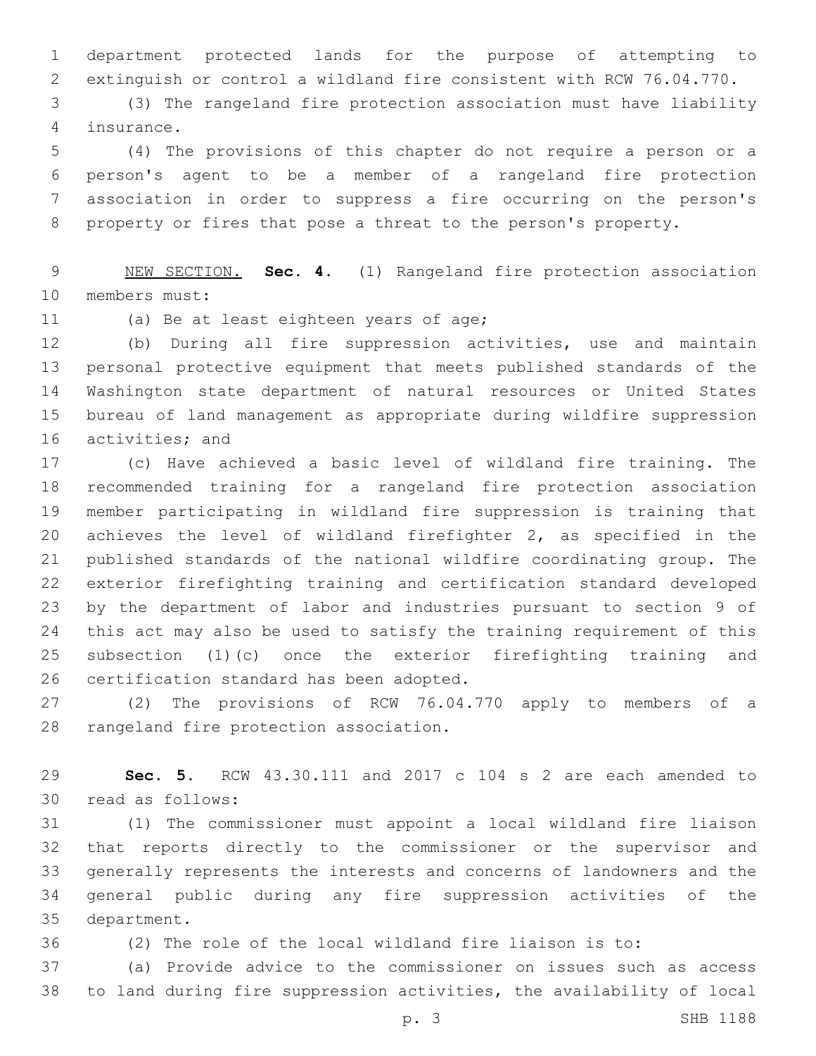department protected lands for the purpose of attempting to extinguish or control a wildland fire consistent with RCW 76.04.770.

(3) The rangeland fire protection association must have liability insurance.

(4) The provisions of this chapter do not require a person or a person's agent to be a member of a rangeland fire protection association in order to suppress a fire occurring on the person's property or fires that pose a threat to the person's property.

NEW SECTION. **Sec. 4.** (1) Rangeland fire protection association members must:

(a) Be at least eighteen years of age;

(b) During all fire suppression activities, use and maintain personal protective equipment that meets published standards of the Washington state department of natural resources or United States bureau of land management as appropriate during wildfire suppression activities; and

(c) Have achieved a basic level of wildland fire training. The recommended training for a rangeland fire protection association member participating in wildland fire suppression is training that achieves the level of wildland firefighter 2, as specified in the published standards of the national wildfire coordinating group. The exterior firefighting training and certification standard developed by the department of labor and industries pursuant to section 9 of this act may also be used to satisfy the training requirement of this subsection (1)(c) once the exterior firefighting training and certification standard has been adopted.

(2) The provisions of RCW 76.04.770 apply to members of a rangeland fire protection association.

**Sec. 5.** RCW 43.30.111 and 2017 c 104 s 2 are each amended to read as follows:

(1) The commissioner must appoint a local wildland fire liaison that reports directly to the commissioner or the supervisor and generally represents the interests and concerns of landowners and the general public during any fire suppression activities of the department.

(2) The role of the local wildland fire liaison is to:

(a) Provide advice to the commissioner on issues such as access to land during fire suppression activities, the availability of local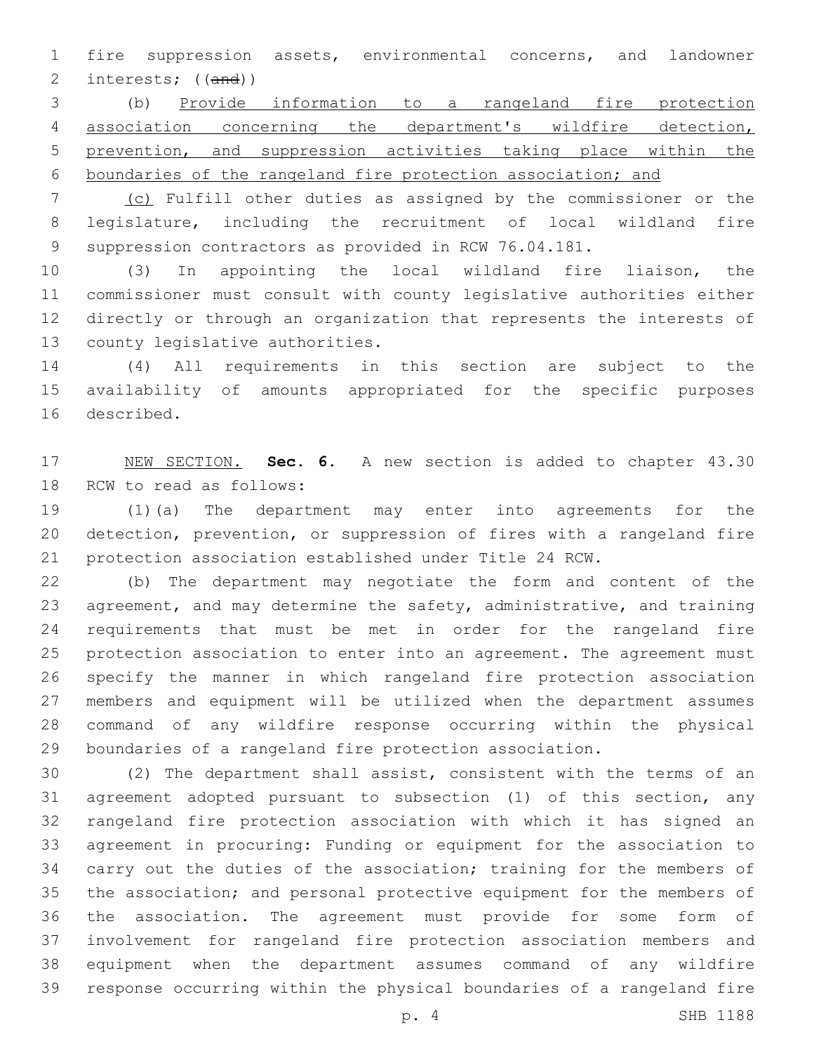fire suppression assets, environmental concerns, and landowner interests; ((~~and~~))

(b) <u>Provide information to a rangeland fire protection association concerning the department's wildfire detection, prevention, and suppression activities taking place within the boundaries of the rangeland fire protection association; and</u>

<u>(c)</u> Fulfill other duties as assigned by the commissioner or the legislature, including the recruitment of local wildland fire suppression contractors as provided in RCW 76.04.181.

(3) In appointing the local wildland fire liaison, the commissioner must consult with county legislative authorities either directly or through an organization that represents the interests of county legislative authorities.

(4) All requirements in this section are subject to the availability of amounts appropriated for the specific purposes described.

<u>NEW SECTION.</u> **Sec. 6.** A new section is added to chapter 43.30 RCW to read as follows:

(1)(a) The department may enter into agreements for the detection, prevention, or suppression of fires with a rangeland fire protection association established under Title 24 RCW.

(b) The department may negotiate the form and content of the agreement, and may determine the safety, administrative, and training requirements that must be met in order for the rangeland fire protection association to enter into an agreement. The agreement must specify the manner in which rangeland fire protection association members and equipment will be utilized when the department assumes command of any wildfire response occurring within the physical boundaries of a rangeland fire protection association.

(2) The department shall assist, consistent with the terms of an agreement adopted pursuant to subsection (1) of this section, any rangeland fire protection association with which it has signed an agreement in procuring: Funding or equipment for the association to carry out the duties of the association; training for the members of the association; and personal protective equipment for the members of the association. The agreement must provide for some form of involvement for rangeland fire protection association members and equipment when the department assumes command of any wildfire response occurring within the physical boundaries of a rangeland fire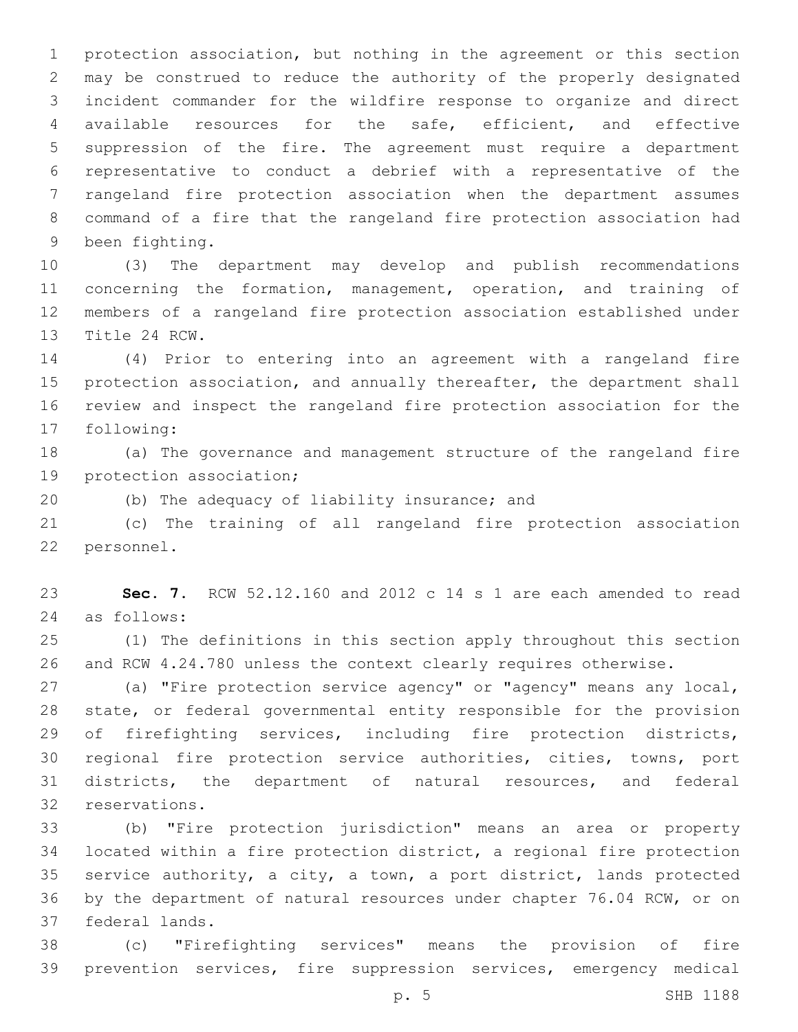protection association, but nothing in the agreement or this section may be construed to reduce the authority of the properly designated incident commander for the wildfire response to organize and direct available resources for the safe, efficient, and effective suppression of the fire. The agreement must require a department representative to conduct a debrief with a representative of the rangeland fire protection association when the department assumes command of a fire that the rangeland fire protection association had been fighting.

(3) The department may develop and publish recommendations concerning the formation, management, operation, and training of members of a rangeland fire protection association established under Title 24 RCW.

(4) Prior to entering into an agreement with a rangeland fire protection association, and annually thereafter, the department shall review and inspect the rangeland fire protection association for the following:

(a) The governance and management structure of the rangeland fire protection association;

(b) The adequacy of liability insurance; and

(c) The training of all rangeland fire protection association personnel.

**Sec. 7.** RCW 52.12.160 and 2012 c 14 s 1 are each amended to read as follows:

(1) The definitions in this section apply throughout this section and RCW 4.24.780 unless the context clearly requires otherwise.

(a) "Fire protection service agency" or "agency" means any local, state, or federal governmental entity responsible for the provision of firefighting services, including fire protection districts, regional fire protection service authorities, cities, towns, port districts, the department of natural resources, and federal reservations.

(b) "Fire protection jurisdiction" means an area or property located within a fire protection district, a regional fire protection service authority, a city, a town, a port district, lands protected by the department of natural resources under chapter 76.04 RCW, or on federal lands.

(c) "Firefighting services" means the provision of fire prevention services, fire suppression services, emergency medical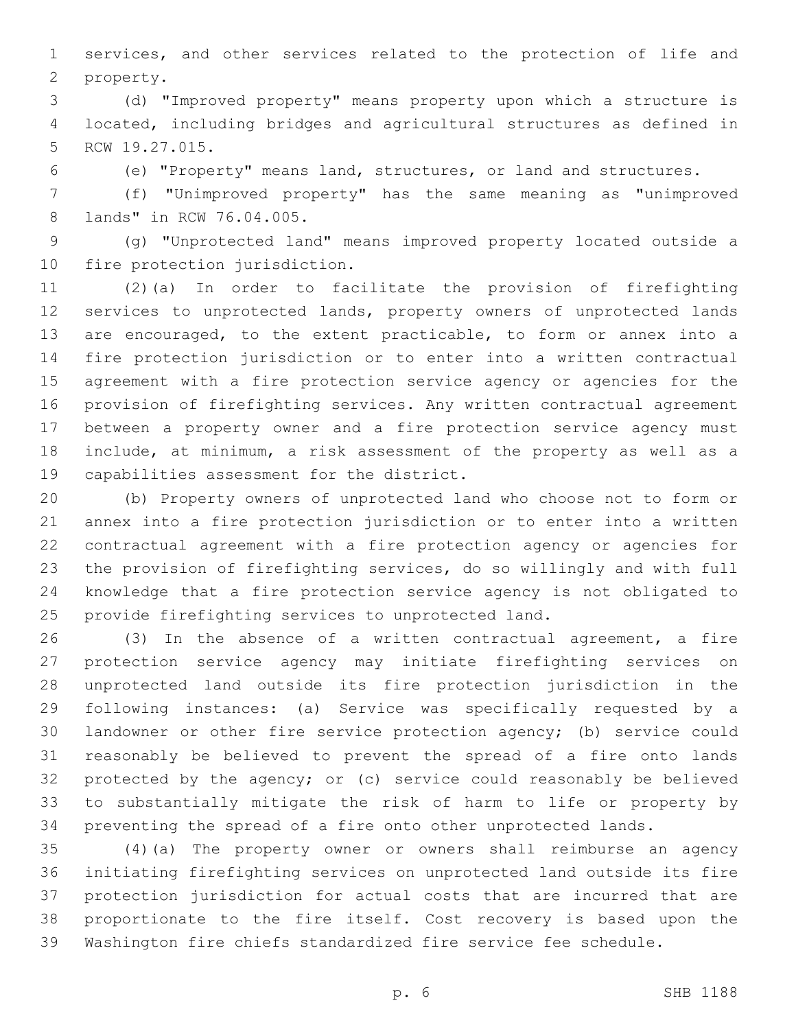services, and other services related to the protection of life and property.

(d) "Improved property" means property upon which a structure is located, including bridges and agricultural structures as defined in RCW 19.27.015.

(e) "Property" means land, structures, or land and structures.

(f) "Unimproved property" has the same meaning as "unimproved lands" in RCW 76.04.005.

(g) "Unprotected land" means improved property located outside a fire protection jurisdiction.

(2)(a) In order to facilitate the provision of firefighting services to unprotected lands, property owners of unprotected lands are encouraged, to the extent practicable, to form or annex into a fire protection jurisdiction or to enter into a written contractual agreement with a fire protection service agency or agencies for the provision of firefighting services. Any written contractual agreement between a property owner and a fire protection service agency must include, at minimum, a risk assessment of the property as well as a capabilities assessment for the district.

(b) Property owners of unprotected land who choose not to form or annex into a fire protection jurisdiction or to enter into a written contractual agreement with a fire protection agency or agencies for the provision of firefighting services, do so willingly and with full knowledge that a fire protection service agency is not obligated to provide firefighting services to unprotected land.

(3) In the absence of a written contractual agreement, a fire protection service agency may initiate firefighting services on unprotected land outside its fire protection jurisdiction in the following instances: (a) Service was specifically requested by a landowner or other fire service protection agency; (b) service could reasonably be believed to prevent the spread of a fire onto lands protected by the agency; or (c) service could reasonably be believed to substantially mitigate the risk of harm to life or property by preventing the spread of a fire onto other unprotected lands.

(4)(a) The property owner or owners shall reimburse an agency initiating firefighting services on unprotected land outside its fire protection jurisdiction for actual costs that are incurred that are proportionate to the fire itself. Cost recovery is based upon the Washington fire chiefs standardized fire service fee schedule.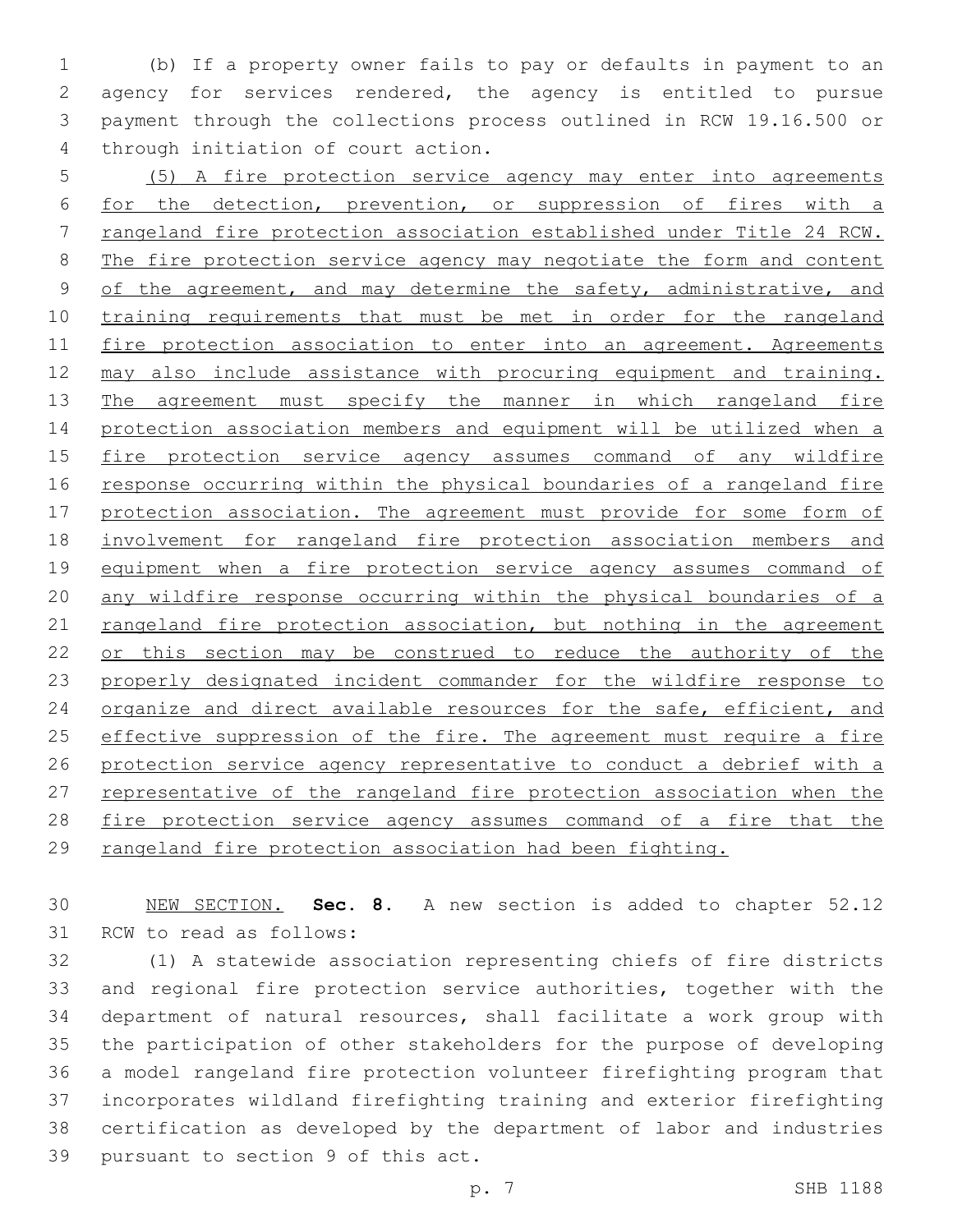(b) If a property owner fails to pay or defaults in payment to an agency for services rendered, the agency is entitled to pursue payment through the collections process outlined in RCW 19.16.500 or through initiation of court action.

<u>(5) A fire protection service agency may enter into agreements for the detection, prevention, or suppression of fires with a rangeland fire protection association established under Title 24 RCW. The fire protection service agency may negotiate the form and content of the agreement, and may determine the safety, administrative, and training requirements that must be met in order for the rangeland fire protection association to enter into an agreement. Agreements may also include assistance with procuring equipment and training. The agreement must specify the manner in which rangeland fire protection association members and equipment will be utilized when a fire protection service agency assumes command of any wildfire response occurring within the physical boundaries of a rangeland fire protection association. The agreement must provide for some form of involvement for rangeland fire protection association members and equipment when a fire protection service agency assumes command of any wildfire response occurring within the physical boundaries of a rangeland fire protection association, but nothing in the agreement or this section may be construed to reduce the authority of the properly designated incident commander for the wildfire response to organize and direct available resources for the safe, efficient, and effective suppression of the fire. The agreement must require a fire protection service agency representative to conduct a debrief with a representative of the rangeland fire protection association when the fire protection service agency assumes command of a fire that the rangeland fire protection association had been fighting.</u>

<u>NEW SECTION.</u> **Sec. 8.** A new section is added to chapter 52.12 RCW to read as follows:

(1) A statewide association representing chiefs of fire districts and regional fire protection service authorities, together with the department of natural resources, shall facilitate a work group with the participation of other stakeholders for the purpose of developing a model rangeland fire protection volunteer firefighting program that incorporates wildland firefighting training and exterior firefighting certification as developed by the department of labor and industries pursuant to section 9 of this act.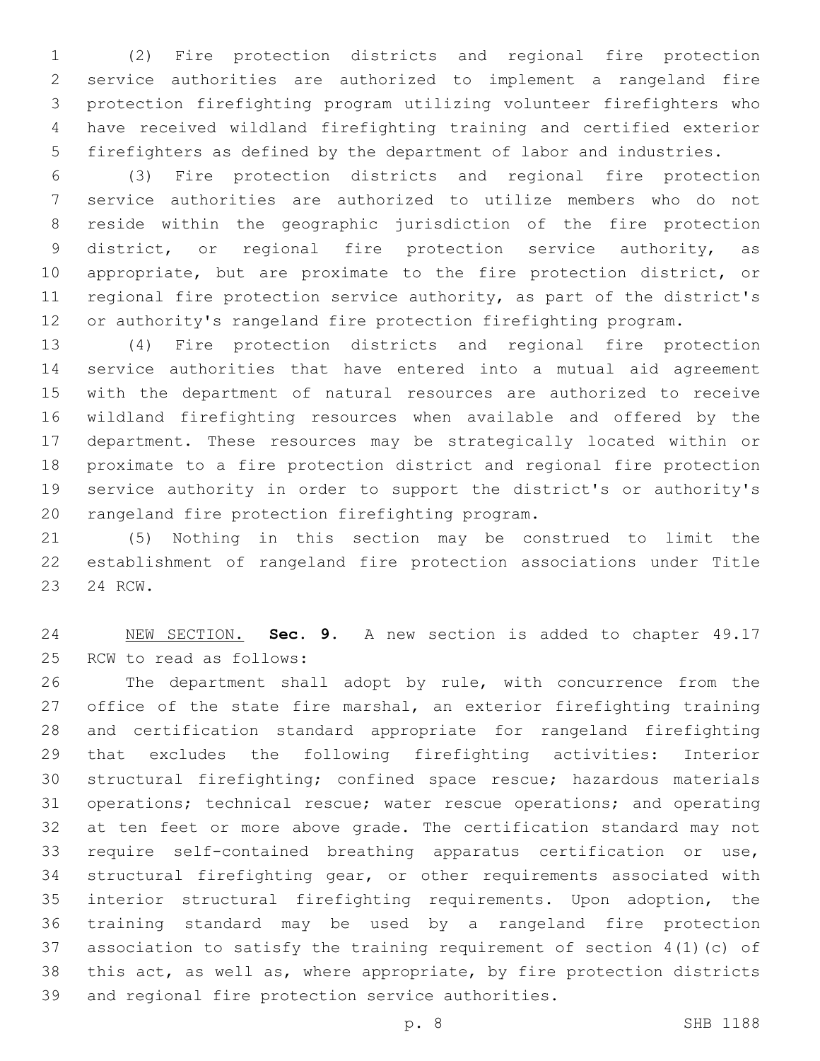(2) Fire protection districts and regional fire protection service authorities are authorized to implement a rangeland fire protection firefighting program utilizing volunteer firefighters who have received wildland firefighting training and certified exterior firefighters as defined by the department of labor and industries.

(3) Fire protection districts and regional fire protection service authorities are authorized to utilize members who do not reside within the geographic jurisdiction of the fire protection district, or regional fire protection service authority, as appropriate, but are proximate to the fire protection district, or regional fire protection service authority, as part of the district's or authority's rangeland fire protection firefighting program.

(4) Fire protection districts and regional fire protection service authorities that have entered into a mutual aid agreement with the department of natural resources are authorized to receive wildland firefighting resources when available and offered by the department. These resources may be strategically located within or proximate to a fire protection district and regional fire protection service authority in order to support the district's or authority's rangeland fire protection firefighting program.

(5) Nothing in this section may be construed to limit the establishment of rangeland fire protection associations under Title 24 RCW.

NEW SECTION. **Sec. 9.** A new section is added to chapter 49.17 RCW to read as follows:

The department shall adopt by rule, with concurrence from the office of the state fire marshal, an exterior firefighting training and certification standard appropriate for rangeland firefighting that excludes the following firefighting activities: Interior structural firefighting; confined space rescue; hazardous materials operations; technical rescue; water rescue operations; and operating at ten feet or more above grade. The certification standard may not require self-contained breathing apparatus certification or use, structural firefighting gear, or other requirements associated with interior structural firefighting requirements. Upon adoption, the training standard may be used by a rangeland fire protection association to satisfy the training requirement of section 4(1)(c) of this act, as well as, where appropriate, by fire protection districts and regional fire protection service authorities.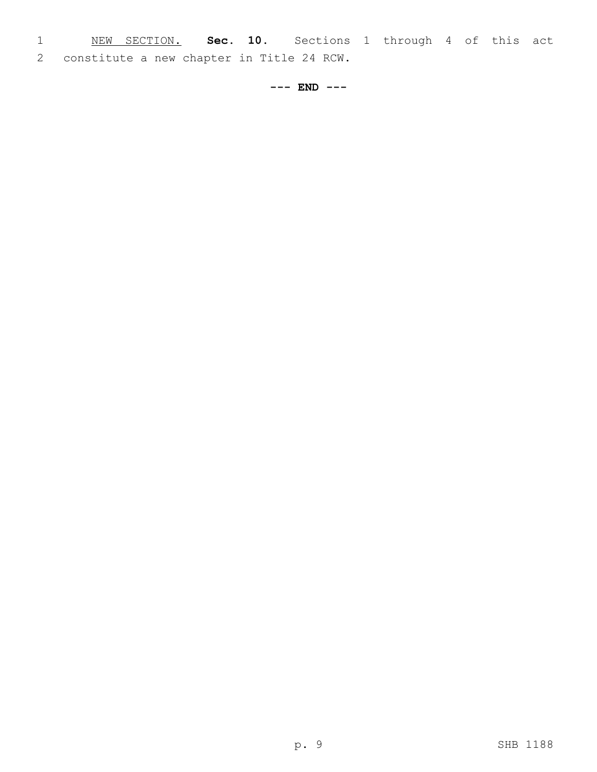<u>NEW SECTION.</u> **Sec. 10.** Sections 1 through 4 of this act constitute a new chapter in Title 24 RCW.

**--- END ---**